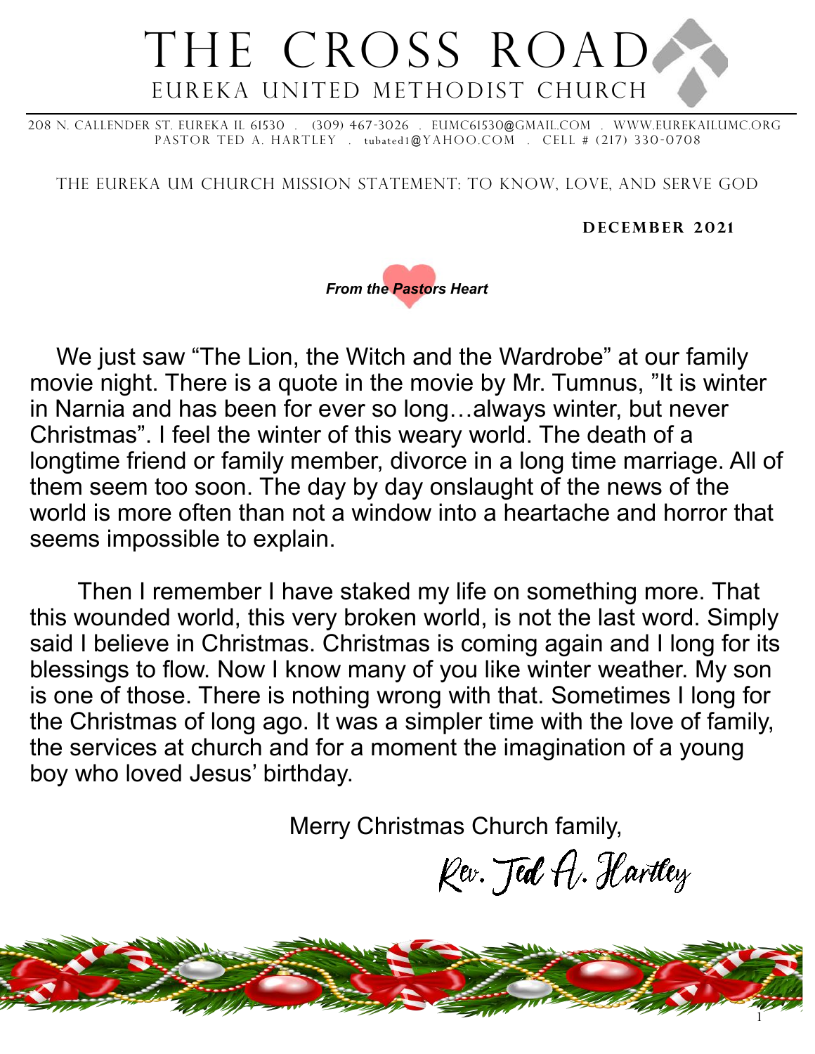# THE CROSS ROAD

## EUREKA UNITED METHODIST CHURCH

208 N. CALLENDER ST. EUREKA IL 61530 . (309) 467-3026 . EUMC61530@GMAIL.COM . WWW.EUREKAILUMC.ORG
PASTOR TED A. HARTLEY . tubated1@YAHOO.COM . CELL # (217) 330-0708

THE EUREKA UM CHURCH MISSION STATEMENT: TO KNOW, LOVE, AND SERVE GOD

**DECEMBER 2021**

***From the Pastors Heart***

We just saw "The Lion, the Witch and the Wardrobe" at our family movie night. There is a quote in the movie by Mr. Tumnus, "It is winter in Narnia and has been for ever so long…always winter, but never Christmas". I feel the winter of this weary world. The death of a longtime friend or family member, divorce in a long time marriage. All of them seem too soon. The day by day onslaught of the news of the world is more often than not a window into a heartache and horror that seems impossible to explain.

Then I remember I have staked my life on something more. That this wounded world, this very broken world, is not the last word. Simply said I believe in Christmas. Christmas is coming again and I long for its blessings to flow. Now I know many of you like winter weather. My son is one of those. There is nothing wrong with that. Sometimes I long for the Christmas of long ago. It was a simpler time with the love of family, the services at church and for a moment the imagination of a young boy who loved Jesus' birthday.

Merry Christmas Church family,

Rev. Ted A. Hartley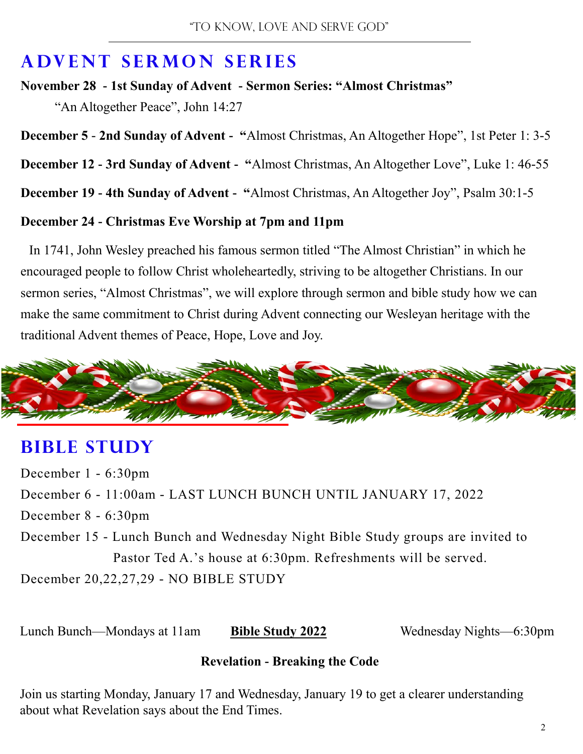## ADVENT SERMON SERIES

**November 28 - 1st Sunday of Advent - Sermon Series: "Almost Christmas"**

"An Altogether Peace", John 14:27

**December 5 - 2nd Sunday of Advent - "**Almost Christmas, An Altogether Hope", 1st Peter 1: 3-5

**December 12 - 3rd Sunday of Advent - "**Almost Christmas, An Altogether Love", Luke 1: 46-55

**December 19 - 4th Sunday of Advent - "**Almost Christmas, An Altogether Joy", Psalm 30:1-5

**December 24 - Christmas Eve Worship at 7pm and 11pm**

In 1741, John Wesley preached his famous sermon titled "The Almost Christian" in which he encouraged people to follow Christ wholeheartedly, striving to be altogether Christians. In our sermon series, "Almost Christmas", we will explore through sermon and bible study how we can make the same commitment to Christ during Advent connecting our Wesleyan heritage with the traditional Advent themes of Peace, Hope, Love and Joy.

## BIBLE STUDY

December 1 - 6:30pm

December 6 - 11:00am - LAST LUNCH BUNCH UNTIL JANUARY 17, 2022

December 8 - 6:30pm

December 15 - Lunch Bunch and Wednesday Night Bible Study groups are invited to Pastor Ted A.'s house at 6:30pm. Refreshments will be served.

December 20,22,27,29 - NO BIBLE STUDY

Lunch Bunch—Mondays at 11am **Bible Study 2022** Wednesday Nights—6:30pm

**Revelation - Breaking the Code**

Join us starting Monday, January 17 and Wednesday, January 19 to get a clearer understanding about what Revelation says about the End Times.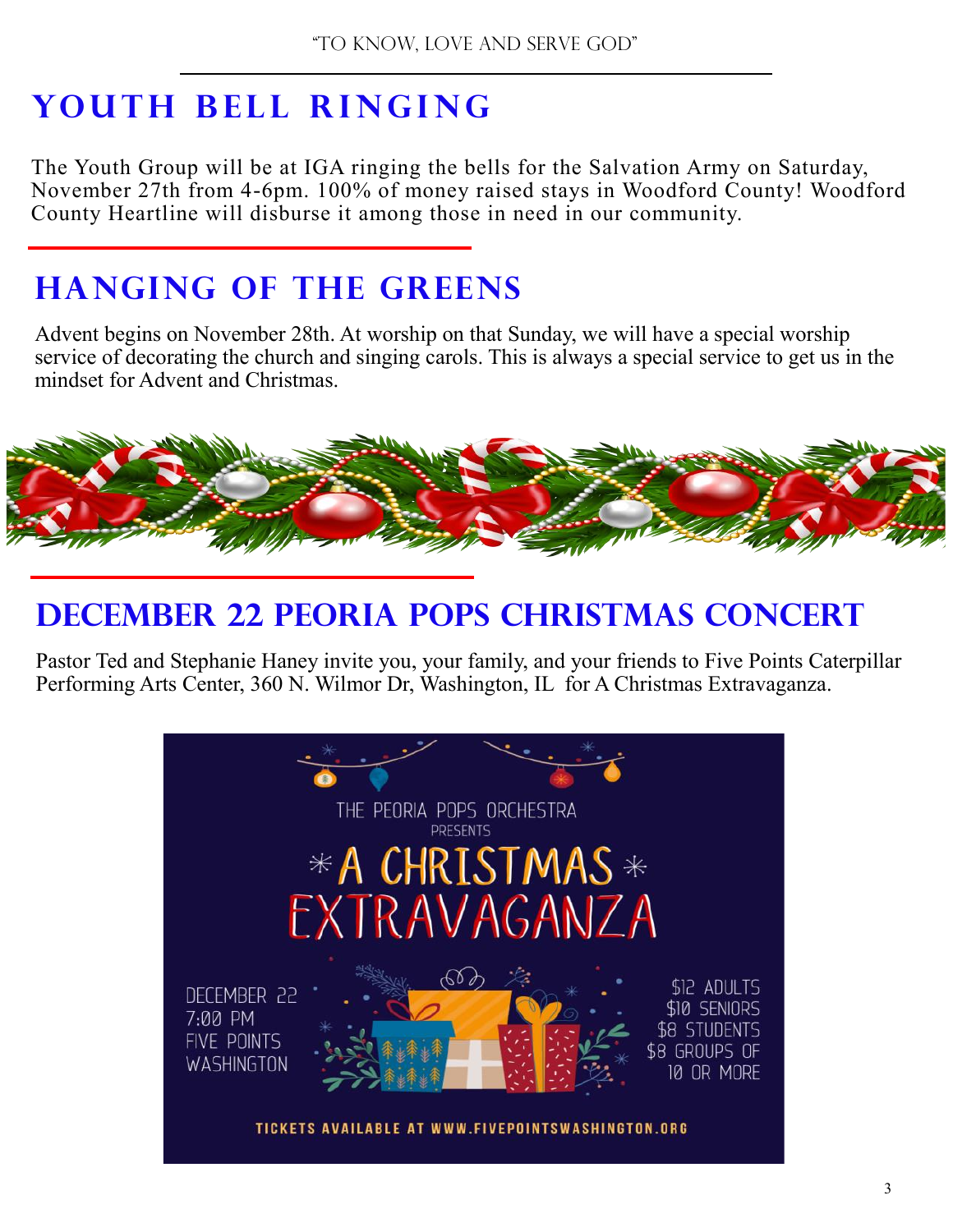## YOUTH BELL RINGING

The Youth Group will be at IGA ringing the bells for the Salvation Army on Saturday, November 27th from 4-6pm. 100% of money raised stays in Woodford County! Woodford County Heartline will disburse it among those in need in our community.

## HANGING OF THE GREENS

Advent begins on November 28th. At worship on that Sunday, we will have a special worship service of decorating the church and singing carols. This is always a special service to get us in the mindset for Advent and Christmas.

## DECEMBER 22 PEORIA POPS CHRISTMAS CONCERT

Pastor Ted and Stephanie Haney invite you, your family, and your friends to Five Points Caterpillar Performing Arts Center, 360 N. Wilmor Dr, Washington, IL for A Christmas Extravaganza.

THE PEORIA POPS ORCHESTRA
PRESENTS
A CHRISTMAS EXTRAVAGANZA

DECEMBER 22
7:00 PM
FIVE POINTS
WASHINGTON

$12 ADULTS
$10 SENIORS
$8 STUDENTS
$8 GROUPS OF 10 OR MORE

TICKETS AVAILABLE AT WWW.FIVEPOINTSWASHINGTON.ORG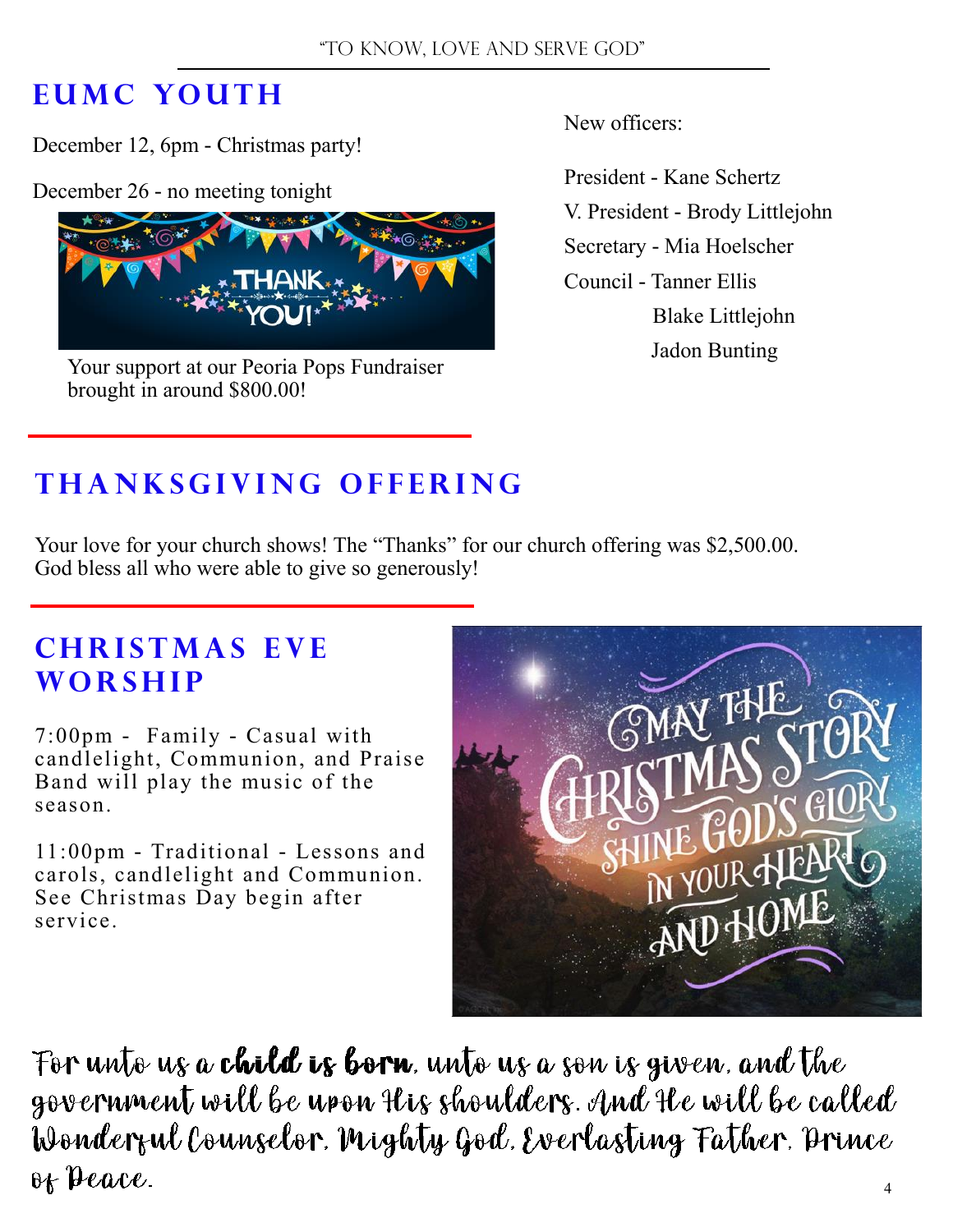## EUMC YOUTH

December 12, 6pm - Christmas party!

December 26 - no meeting tonight

Your support at our Peoria Pops Fundraiser brought in around $800.00!

New officers:

President - Kane Schertz
V. President - Brody Littlejohn
Secretary - Mia Hoelscher
Council - Tanner Ellis
Blake Littlejohn
Jadon Bunting

## THANKSGIVING OFFERING

Your love for your church shows! The “Thanks” for our church offering was $2,500.00. God bless all who were able to give so generously!

## CHRISTMAS EVE WORSHIP

7:00pm - Family - Casual with candlelight, Communion, and Praise Band will play the music of the season.

11:00pm - Traditional - Lessons and carols, candlelight and Communion. See Christmas Day begin after service.

For unto us a **child is born**, unto us a son is given, and the government will be upon His shoulders. And He will be called Wonderful Counselor, Mighty God, Everlasting Father, Prince of Peace.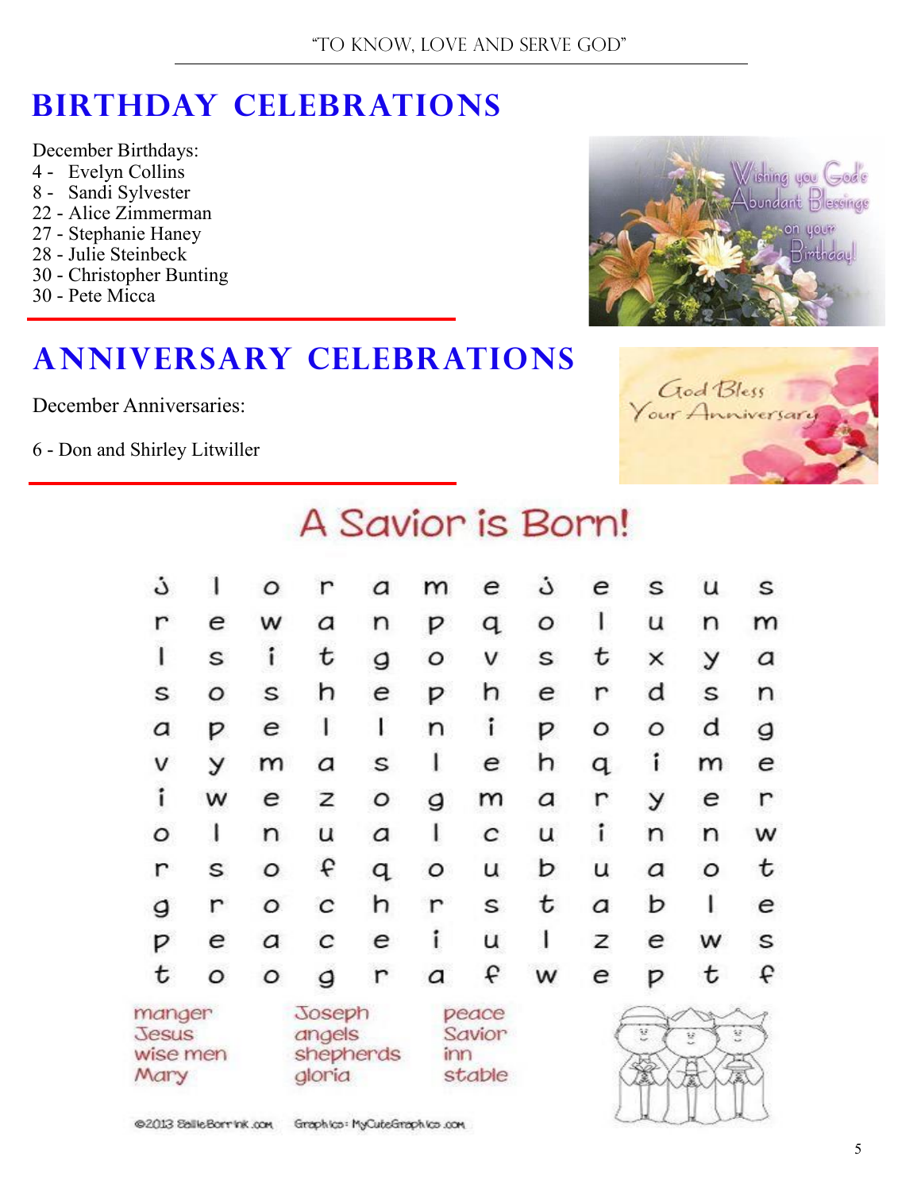# BIRTHDAY CELEBRATIONS

December Birthdays:
4 - Evelyn Collins
8 - Sandi Sylvester
22 - Alice Zimmerman
27 - Stephanie Haney
28 - Julie Steinbeck
30 - Christopher Bunting
30 - Pete Micca

Wishing you God's Abundant Blessings on your Birthday!

# ANNIVERSARY CELEBRATIONS

December Anniversaries:

6 - Don and Shirley Litwiller

God Bless Your Anniversary

## A Savior is Born!

```
j l o r a m e j e s u s
r e w a n p q o l u n m
l s i t g o v s t x y a
s o s h e p h e r d s n
a p e l l n i p o o d g
v y m a s l e h q i m e
i w e z o g m a r y e r
o l n u a l c u i n n w
r s o f q o u b u a o t
g r o c h r s t a b l e
p e a c e i u l z e w s
t o o g r a f w e p t f
```

| | | |
|---|---|---|
| manger | Joseph | peace |
| Jesus | angels | Savior |
| wise men | shepherds | inn |
| Mary | gloria | stable |

©2013 SallieBorrink.com Graphics: MyCuteGraphics.com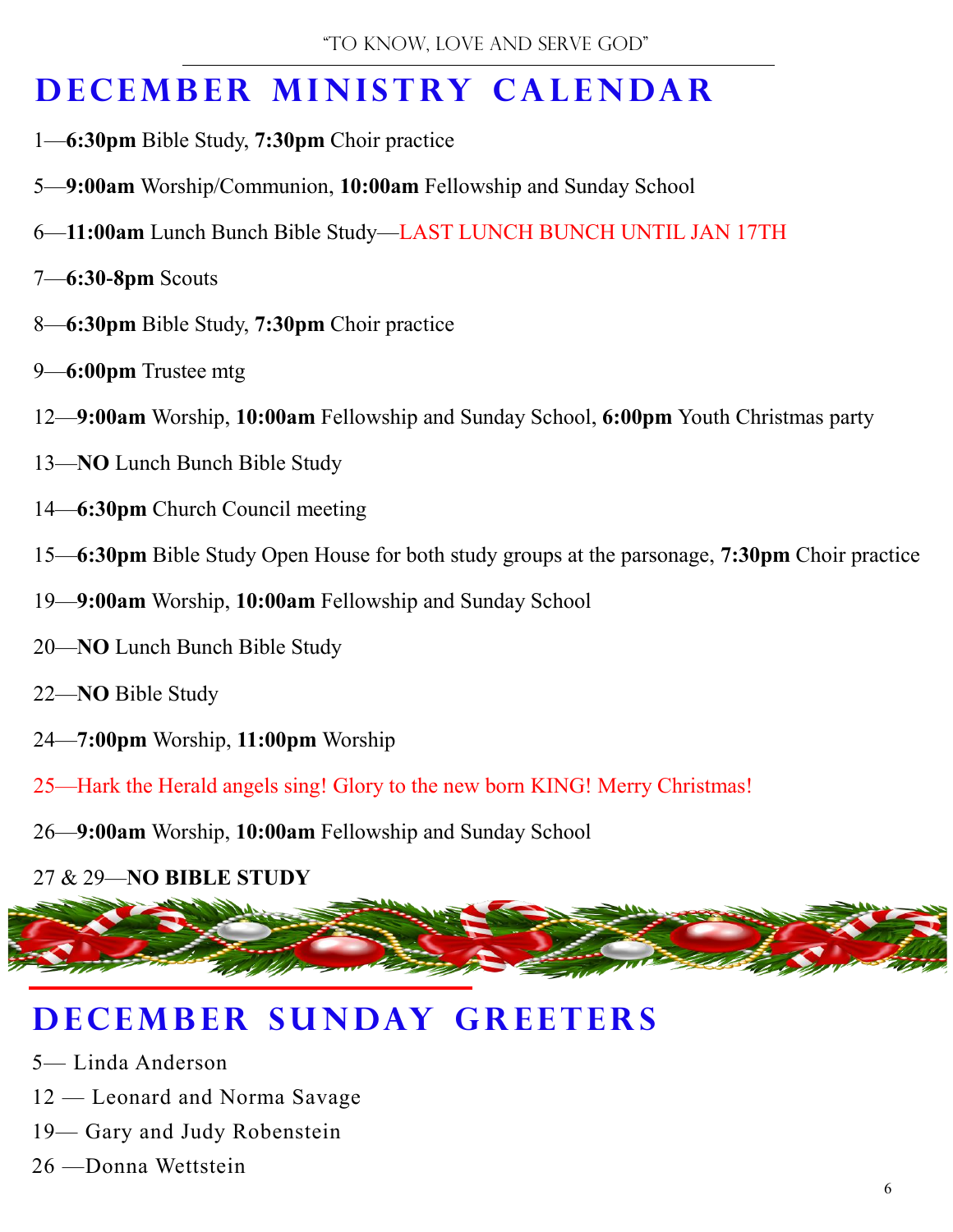"To Know, Love and Serve God"

# DECEMBER MINISTRY CALENDAR

1—**6:30pm** Bible Study, **7:30pm** Choir practice

5—**9:00am** Worship/Communion, **10:00am** Fellowship and Sunday School

6—**11:00am** Lunch Bunch Bible Study—LAST LUNCH BUNCH UNTIL JAN 17TH

7—**6:30-8pm** Scouts

8—**6:30pm** Bible Study, **7:30pm** Choir practice

9—**6:00pm** Trustee mtg

12—**9:00am** Worship, **10:00am** Fellowship and Sunday School, **6:00pm** Youth Christmas party

13—**NO** Lunch Bunch Bible Study

14—**6:30pm** Church Council meeting

15—**6:30pm** Bible Study Open House for both study groups at the parsonage, **7:30pm** Choir practice

19—**9:00am** Worship, **10:00am** Fellowship and Sunday School

20—**NO** Lunch Bunch Bible Study

22—**NO** Bible Study

24—**7:00pm** Worship, **11:00pm** Worship

25—Hark the Herald angels sing! Glory to the new born KING! Merry Christmas!

26—**9:00am** Worship, **10:00am** Fellowship and Sunday School

27 & 29—**NO BIBLE STUDY**

# DECEMBER SUNDAY GREETERS

5— Linda Anderson

12 — Leonard and Norma Savage

19— Gary and Judy Robenstein

26 —Donna Wettstein